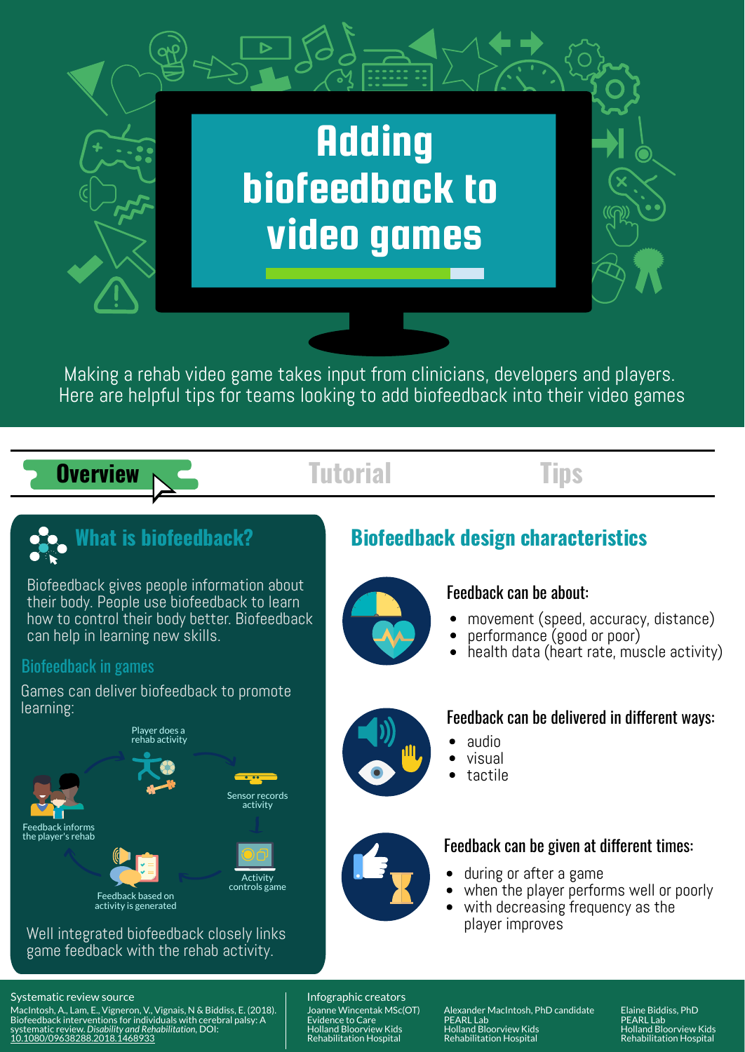# Adding biofeedback to video games

Making a rehab video game takes input from clinicians, developers and players. Here are helpful tips for teams looking to add biofeedback into their video games

**Overview** | Tutorial | Tips

## What is biofeedback?

Biofeedback gives people information about their body. People use biofeedback to learn how to control their body better. Biofeedback can help in learning new skills.

### Biofeedback in games

Games can deliver biofeedback to promote learning:

- Player does a rehab activity
- Sensor records activity
- Activity controls game
- Feedback based on activity is generated
- Feedback informs the player's rehab

Well integrated biofeedback closely links game feedback with the rehab activity.

## Biofeedback design characteristics

### Feedback can be about:

- movement (speed, accuracy, distance)
- performance (good or poor)
- health data (heart rate, muscle activity)

### Feedback can be delivered in different ways:

- audio
- visual
- tactile

### Feedback can be given at different times:

- during or after a game
- when the player performs well or poorly
- with decreasing frequency as the player improves

---

**Systematic review source**

MacIntosh, A., Lam, E., Vigneron, V., Vignais, N & Biddiss, E. (2018). Biofeedback interventions for individuals with cerebral palsy: A systematic review. *Disability and Rehabilitation*, DOI: 10.1080/09638288.2018.1468933

**Infographic creators**

Joanne Wincentak MSc(OT)
Evidence to Care
Holland Bloorview Kids Rehabilitation Hospital

Alexander MacIntosh, PhD candidate
PEARL Lab
Holland Bloorview Kids Rehabilitation Hospital

Elaine Biddiss, PhD
PEARL Lab
Holland Bloorview Kids Rehabilitation Hospital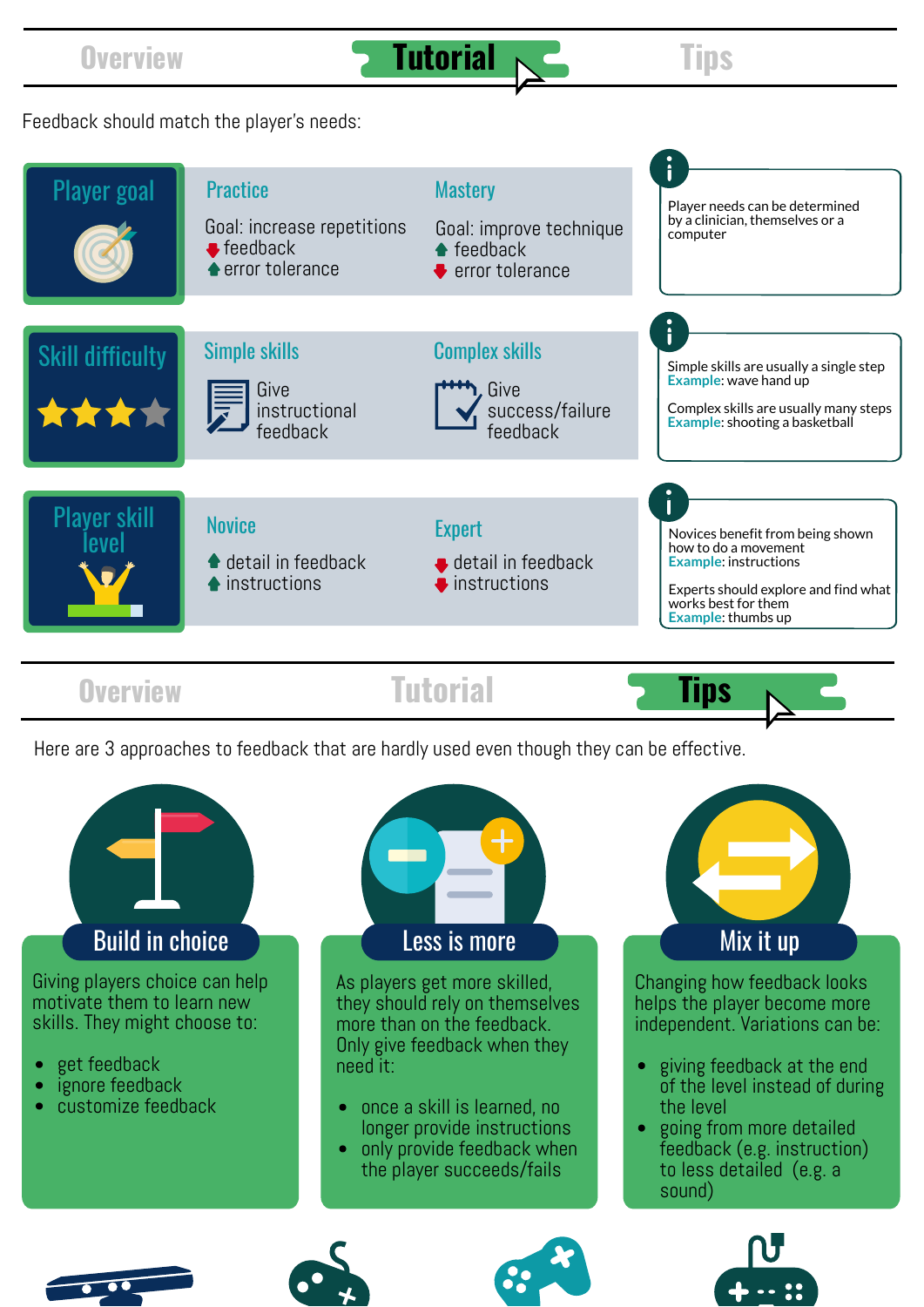Overview | **Tutorial** | Tips

Feedback should match the player's needs:

## Player goal

**Practice**

Goal: increase repetitions
↓ feedback
↑ error tolerance

**Mastery**

Goal: improve technique
↑ feedback
↓ error tolerance

Player needs can be determined by a clinician, themselves or a computer

## Skill difficulty

**Simple skills**

Give instructional feedback

**Complex skills**

Give success/failure feedback

Simple skills are usually a single step
Example: wave hand up

Complex skills are usually many steps
Example: shooting a basketball

## Player skill level

**Novice**

↑ detail in feedback
↑ instructions

**Expert**

↓ detail in feedback
↓ instructions

Novices benefit from being shown how to do a movement
Example: instructions

Experts should explore and find what works best for them
Example: thumbs up

Overview | Tutorial | **Tips**

Here are 3 approaches to feedback that are hardly used even though they can be effective.

## Build in choice

Giving players choice can help motivate them to learn new skills. They might choose to:

- get feedback
- ignore feedback
- customize feedback

## Less is more

As players get more skilled, they should rely on themselves more than on the feedback. Only give feedback when they need it:

- once a skill is learned, no longer provide instructions
- only provide feedback when the player succeeds/fails

## Mix it up

Changing how feedback looks helps the player become more independent. Variations can be:

- giving feedback at the end of the level instead of during the level
- going from more detailed feedback (e.g. instruction) to less detailed (e.g. a sound)